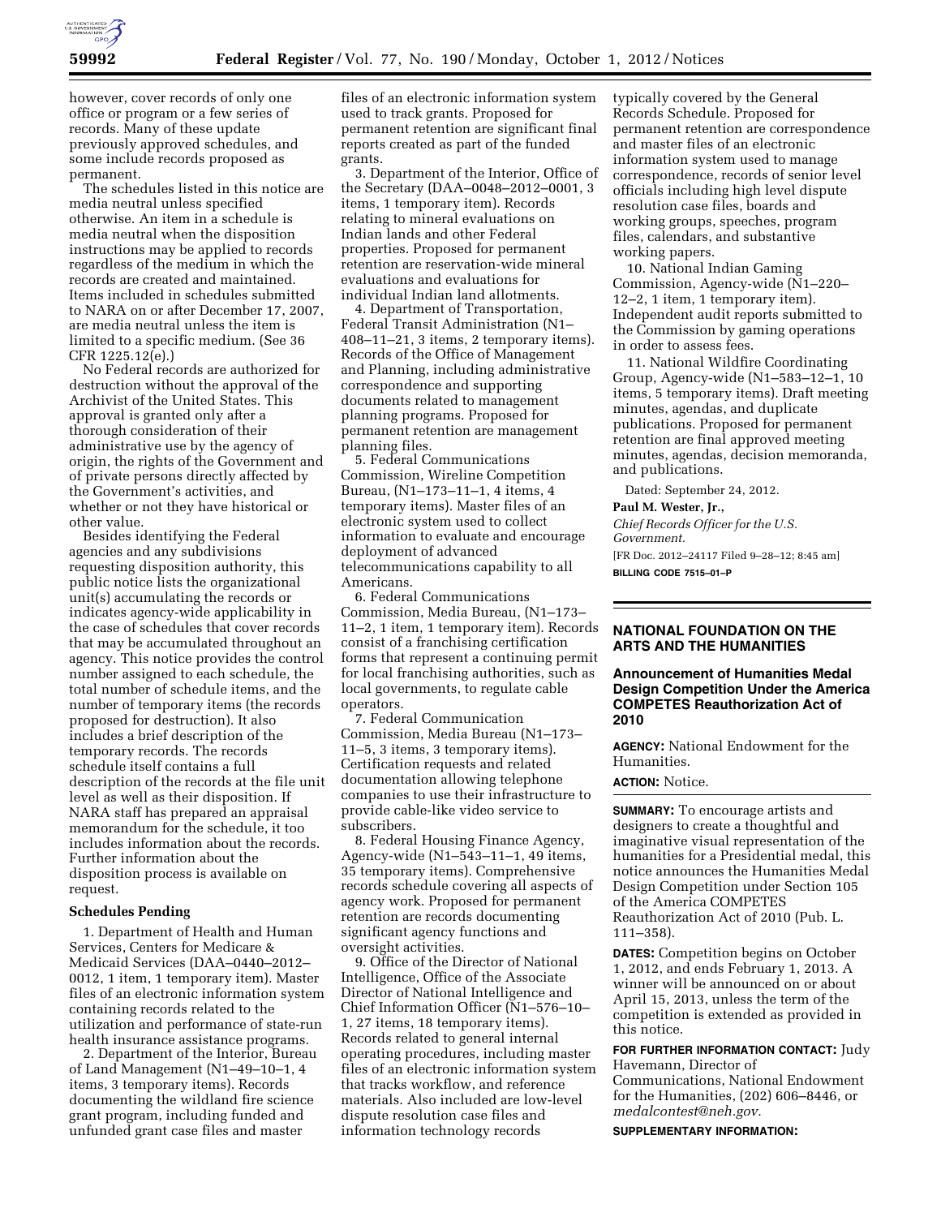however, cover records of only one office or program or a few series of records. Many of these update previously approved schedules, and some include records proposed as permanent.

The schedules listed in this notice are media neutral unless specified otherwise. An item in a schedule is media neutral when the disposition instructions may be applied to records regardless of the medium in which the records are created and maintained. Items included in schedules submitted to NARA on or after December 17, 2007, are media neutral unless the item is limited to a specific medium. (See 36 CFR 1225.12(e).)

No Federal records are authorized for destruction without the approval of the Archivist of the United States. This approval is granted only after a thorough consideration of their administrative use by the agency of origin, the rights of the Government and of private persons directly affected by the Government's activities, and whether or not they have historical or other value.

Besides identifying the Federal agencies and any subdivisions requesting disposition authority, this public notice lists the organizational unit(s) accumulating the records or indicates agency-wide applicability in the case of schedules that cover records that may be accumulated throughout an agency. This notice provides the control number assigned to each schedule, the total number of schedule items, and the number of temporary items (the records proposed for destruction). It also includes a brief description of the temporary records. The records schedule itself contains a full description of the records at the file unit level as well as their disposition. If NARA staff has prepared an appraisal memorandum for the schedule, it too includes information about the records. Further information about the disposition process is available on request.

**Schedules Pending**

1. Department of Health and Human Services, Centers for Medicare & Medicaid Services (DAA–0440–2012–0012, 1 item, 1 temporary item). Master files of an electronic information system containing records related to the utilization and performance of state-run health insurance assistance programs.

2. Department of the Interior, Bureau of Land Management (N1–49–10–1, 4 items, 3 temporary items). Records documenting the wildland fire science grant program, including funded and unfunded grant case files and master files of an electronic information system used to track grants. Proposed for permanent retention are significant final reports created as part of the funded grants.

3. Department of the Interior, Office of the Secretary (DAA–0048–2012–0001, 3 items, 1 temporary item). Records relating to mineral evaluations on Indian lands and other Federal properties. Proposed for permanent retention are reservation-wide mineral evaluations and evaluations for individual Indian land allotments.

4. Department of Transportation, Federal Transit Administration (N1–408–11–21, 3 items, 2 temporary items). Records of the Office of Management and Planning, including administrative correspondence and supporting documents related to management planning programs. Proposed for permanent retention are management planning files.

5. Federal Communications Commission, Wireline Competition Bureau, (N1–173–11–1, 4 items, 4 temporary items). Master files of an electronic system used to collect information to evaluate and encourage deployment of advanced telecommunications capability to all Americans.

6. Federal Communications Commission, Media Bureau, (N1–173–11–2, 1 item, 1 temporary item). Records consist of a franchising certification forms that represent a continuing permit for local franchising authorities, such as local governments, to regulate cable operators.

7. Federal Communication Commission, Media Bureau (N1–173–11–5, 3 items, 3 temporary items). Certification requests and related documentation allowing telephone companies to use their infrastructure to provide cable-like video service to subscribers.

8. Federal Housing Finance Agency, Agency-wide (N1–543–11–1, 49 items, 35 temporary items). Comprehensive records schedule covering all aspects of agency work. Proposed for permanent retention are records documenting significant agency functions and oversight activities.

9. Office of the Director of National Intelligence, Office of the Associate Director of National Intelligence and Chief Information Officer (N1–576–10–1, 27 items, 18 temporary items). Records related to general internal operating procedures, including master files of an electronic information system that tracks workflow, and reference materials. Also included are low-level dispute resolution case files and information technology records typically covered by the General Records Schedule. Proposed for permanent retention are correspondence and master files of an electronic information system used to manage correspondence, records of senior level officials including high level dispute resolution case files, boards and working groups, speeches, program files, calendars, and substantive working papers.

10. National Indian Gaming Commission, Agency-wide (N1–220–12–2, 1 item, 1 temporary item). Independent audit reports submitted to the Commission by gaming operations in order to assess fees.

11. National Wildfire Coordinating Group, Agency-wide (N1–583–12–1, 10 items, 5 temporary items). Draft meeting minutes, agendas, and duplicate publications. Proposed for permanent retention are final approved meeting minutes, agendas, decision memoranda, and publications.

Dated: September 24, 2012.

**Paul M. Wester, Jr.,**

*Chief Records Officer for the U.S. Government.*

[FR Doc. 2012–24117 Filed 9–28–12; 8:45 am]

**BILLING CODE 7515–01–P**

## NATIONAL FOUNDATION ON THE ARTS AND THE HUMANITIES

### Announcement of Humanities Medal Design Competition Under the America COMPETES Reauthorization Act of 2010

**AGENCY:** National Endowment for the Humanities.

**ACTION:** Notice.

**SUMMARY:** To encourage artists and designers to create a thoughtful and imaginative visual representation of the humanities for a Presidential medal, this notice announces the Humanities Medal Design Competition under Section 105 of the America COMPETES Reauthorization Act of 2010 (Pub. L. 111–358).

**DATES:** Competition begins on October 1, 2012, and ends February 1, 2013. A winner will be announced on or about April 15, 2013, unless the term of the competition is extended as provided in this notice.

**FOR FURTHER INFORMATION CONTACT:** Judy Havemann, Director of Communications, National Endowment for the Humanities, (202) 606–8446, or *medalcontest@neh.gov.*

**SUPPLEMENTARY INFORMATION:**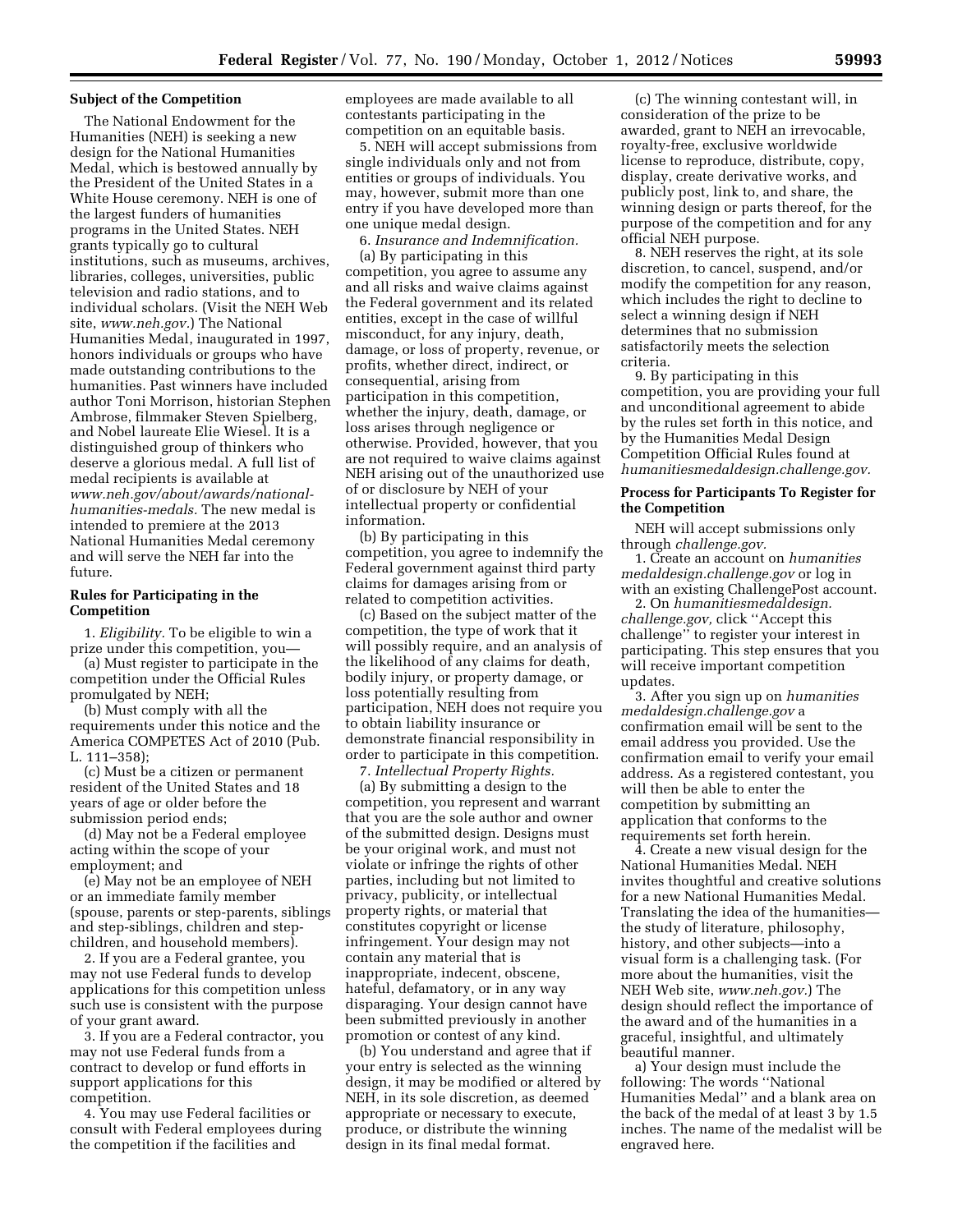### Subject of the Competition

The National Endowment for the Humanities (NEH) is seeking a new design for the National Humanities Medal, which is bestowed annually by the President of the United States in a White House ceremony. NEH is one of the largest funders of humanities programs in the United States. NEH grants typically go to cultural institutions, such as museums, archives, libraries, colleges, universities, public television and radio stations, and to individual scholars. (Visit the NEH Web site, *www.neh.gov.*) The National Humanities Medal, inaugurated in 1997, honors individuals or groups who have made outstanding contributions to the humanities. Past winners have included author Toni Morrison, historian Stephen Ambrose, filmmaker Steven Spielberg, and Nobel laureate Elie Wiesel. It is a distinguished group of thinkers who deserve a glorious medal. A full list of medal recipients is available at *www.neh.gov/about/awards/national-humanities-medals.* The new medal is intended to premiere at the 2013 National Humanities Medal ceremony and will serve the NEH far into the future.

### Rules for Participating in the Competition

1. *Eligibility.* To be eligible to win a prize under this competition, you—

(a) Must register to participate in the competition under the Official Rules promulgated by NEH;

(b) Must comply with all the requirements under this notice and the America COMPETES Act of 2010 (Pub. L. 111–358);

(c) Must be a citizen or permanent resident of the United States and 18 years of age or older before the submission period ends;

(d) May not be a Federal employee acting within the scope of your employment; and

(e) May not be an employee of NEH or an immediate family member (spouse, parents or step-parents, siblings and step-siblings, children and step-children, and household members).

2. If you are a Federal grantee, you may not use Federal funds to develop applications for this competition unless such use is consistent with the purpose of your grant award.

3. If you are a Federal contractor, you may not use Federal funds from a contract to develop or fund efforts in support applications for this competition.

4. You may use Federal facilities or consult with Federal employees during the competition if the facilities and employees are made available to all contestants participating in the competition on an equitable basis.

5. NEH will accept submissions from single individuals only and not from entities or groups of individuals. You may, however, submit more than one entry if you have developed more than one unique medal design.

6. *Insurance and Indemnification.*

(a) By participating in this competition, you agree to assume any and all risks and waive claims against the Federal government and its related entities, except in the case of willful misconduct, for any injury, death, damage, or loss of property, revenue, or profits, whether direct, indirect, or consequential, arising from participation in this competition, whether the injury, death, damage, or loss arises through negligence or otherwise. Provided, however, that you are not required to waive claims against NEH arising out of the unauthorized use of or disclosure by NEH of your intellectual property or confidential information.

(b) By participating in this competition, you agree to indemnify the Federal government against third party claims for damages arising from or related to competition activities.

(c) Based on the subject matter of the competition, the type of work that it will possibly require, and an analysis of the likelihood of any claims for death, bodily injury, or property damage, or loss potentially resulting from participation, NEH does not require you to obtain liability insurance or demonstrate financial responsibility in order to participate in this competition.

7. *Intellectual Property Rights.*

(a) By submitting a design to the competition, you represent and warrant that you are the sole author and owner of the submitted design. Designs must be your original work, and must not violate or infringe the rights of other parties, including but not limited to privacy, publicity, or intellectual property rights, or material that constitutes copyright or license infringement. Your design may not contain any material that is inappropriate, indecent, obscene, hateful, defamatory, or in any way disparaging. Your design cannot have been submitted previously in another promotion or contest of any kind.

(b) You understand and agree that if your entry is selected as the winning design, it may be modified or altered by NEH, in its sole discretion, as deemed appropriate or necessary to execute, produce, or distribute the winning design in its final medal format.

(c) The winning contestant will, in consideration of the prize to be awarded, grant to NEH an irrevocable, royalty-free, exclusive worldwide license to reproduce, distribute, copy, display, create derivative works, and publicly post, link to, and share, the winning design or parts thereof, for the purpose of the competition and for any official NEH purpose.

8. NEH reserves the right, at its sole discretion, to cancel, suspend, and/or modify the competition for any reason, which includes the right to decline to select a winning design if NEH determines that no submission satisfactorily meets the selection criteria.

9. By participating in this competition, you are providing your full and unconditional agreement to abide by the rules set forth in this notice, and by the Humanities Medal Design Competition Official Rules found at *humanitiesmedaldesign.challenge.gov.*

### Process for Participants To Register for the Competition

NEH will accept submissions only through *challenge.gov.*

1. Create an account on *humanitiesmedaldesign.challenge.gov* or log in with an existing ChallengePost account.

2. On *humanitiesmedaldesign.challenge.gov,* click "Accept this challenge" to register your interest in participating. This step ensures that you will receive important competition updates.

3. After you sign up on *humanitiesmedaldesign.challenge.gov* a confirmation email will be sent to the email address you provided. Use the confirmation email to verify your email address. As a registered contestant, you will then be able to enter the competition by submitting an application that conforms to the requirements set forth herein.

4. Create a new visual design for the National Humanities Medal. NEH invites thoughtful and creative solutions for a new National Humanities Medal. Translating the idea of the humanities—the study of literature, philosophy, history, and other subjects—into a visual form is a challenging task. (For more about the humanities, visit the NEH Web site, *www.neh.gov.*) The design should reflect the importance of the award and of the humanities in a graceful, insightful, and ultimately beautiful manner.

a) Your design must include the following: The words "National Humanities Medal" and a blank area on the back of the medal of at least 3 by 1.5 inches. The name of the medalist will be engraved here.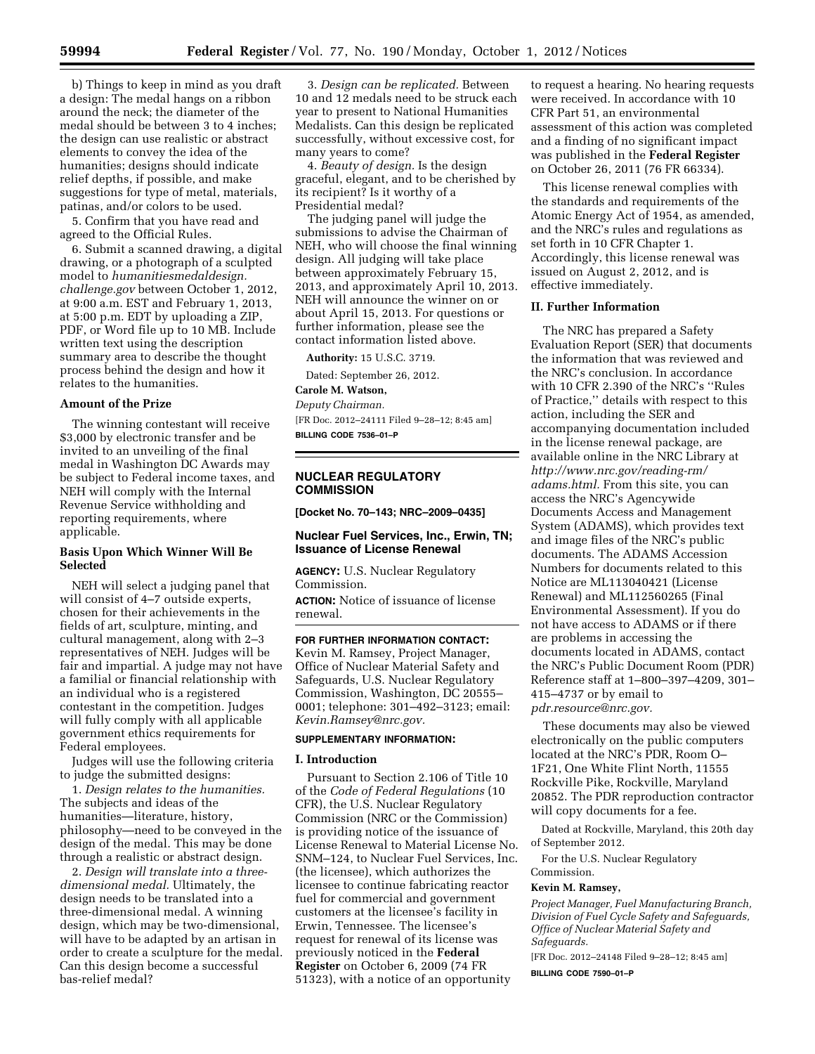b) Things to keep in mind as you draft a design: The medal hangs on a ribbon around the neck; the diameter of the medal should be between 3 to 4 inches; the design can use realistic or abstract elements to convey the idea of the humanities; designs should indicate relief depths, if possible, and make suggestions for type of metal, materials, patinas, and/or colors to be used.

5. Confirm that you have read and agreed to the Official Rules.

6. Submit a scanned drawing, a digital drawing, or a photograph of a sculpted model to *humanitiesmedaldesign.challenge.gov* between October 1, 2012, at 9:00 a.m. EST and February 1, 2013, at 5:00 p.m. EDT by uploading a ZIP, PDF, or Word file up to 10 MB. Include written text using the description summary area to describe the thought process behind the design and how it relates to the humanities.

### Amount of the Prize

The winning contestant will receive $3,000 by electronic transfer and be invited to an unveiling of the final medal in Washington DC Awards may be subject to Federal income taxes, and NEH will comply with the Internal Revenue Service withholding and reporting requirements, where applicable.

### Basis Upon Which Winner Will Be Selected

NEH will select a judging panel that will consist of 4–7 outside experts, chosen for their achievements in the fields of art, sculpture, minting, and cultural management, along with 2–3 representatives of NEH. Judges will be fair and impartial. A judge may not have a familial or financial relationship with an individual who is a registered contestant in the competition. Judges will fully comply with all applicable government ethics requirements for Federal employees.

Judges will use the following criteria to judge the submitted designs:

1. *Design relates to the humanities.* The subjects and ideas of the humanities—literature, history, philosophy—need to be conveyed in the design of the medal. This may be done through a realistic or abstract design.

2. *Design will translate into a three-dimensional medal.* Ultimately, the design needs to be translated into a three-dimensional medal. A winning design, which may be two-dimensional, will have to be adapted by an artisan in order to create a sculpture for the medal. Can this design become a successful bas-relief medal?

3. *Design can be replicated.* Between 10 and 12 medals need to be struck each year to present to National Humanities Medalists. Can this design be replicated successfully, without excessive cost, for many years to come?

4. *Beauty of design.* Is the design graceful, elegant, and to be cherished by its recipient? Is it worthy of a Presidential medal?

The judging panel will judge the submissions to advise the Chairman of NEH, who will choose the final winning design. All judging will take place between approximately February 15, 2013, and approximately April 10, 2013. NEH will announce the winner on or about April 15, 2013. For questions or further information, please see the contact information listed above.

**Authority:** 15 U.S.C. 3719.

Dated: September 26, 2012.

**Carole M. Watson,**

*Deputy Chairman.*

[FR Doc. 2012–24111 Filed 9–28–12; 8:45 am]

**BILLING CODE 7536–01–P**

---

## NUCLEAR REGULATORY COMMISSION

**[Docket No. 70–143; NRC–2009–0435]**

## Nuclear Fuel Services, Inc., Erwin, TN; Issuance of License Renewal

**AGENCY:** U.S. Nuclear Regulatory Commission.

**ACTION:** Notice of issuance of license renewal.

**FOR FURTHER INFORMATION CONTACT:** Kevin M. Ramsey, Project Manager, Office of Nuclear Material Safety and Safeguards, U.S. Nuclear Regulatory Commission, Washington, DC 20555–0001; telephone: 301–492–3123; email: *Kevin.Ramsey@nrc.gov.*

**SUPPLEMENTARY INFORMATION:**

### I. Introduction

Pursuant to Section 2.106 of Title 10 of the *Code of Federal Regulations* (10 CFR), the U.S. Nuclear Regulatory Commission (NRC or the Commission) is providing notice of the issuance of License Renewal to Material License No. SNM–124, to Nuclear Fuel Services, Inc. (the licensee), which authorizes the licensee to continue fabricating reactor fuel for commercial and government customers at the licensee's facility in Erwin, Tennessee. The licensee's request for renewal of its license was previously noticed in the **Federal Register** on October 6, 2009 (74 FR 51323), with a notice of an opportunity to request a hearing. No hearing requests were received. In accordance with 10 CFR Part 51, an environmental assessment of this action was completed and a finding of no significant impact was published in the **Federal Register** on October 26, 2011 (76 FR 66334).

This license renewal complies with the standards and requirements of the Atomic Energy Act of 1954, as amended, and the NRC's rules and regulations as set forth in 10 CFR Chapter 1. Accordingly, this license renewal was issued on August 2, 2012, and is effective immediately.

### II. Further Information

The NRC has prepared a Safety Evaluation Report (SER) that documents the information that was reviewed and the NRC's conclusion. In accordance with 10 CFR 2.390 of the NRC's ''Rules of Practice,'' details with respect to this action, including the SER and accompanying documentation included in the license renewal package, are available online in the NRC Library at *http://www.nrc.gov/reading-rm/adams.html.* From this site, you can access the NRC's Agencywide Documents Access and Management System (ADAMS), which provides text and image files of the NRC's public documents. The ADAMS Accession Numbers for documents related to this Notice are ML113040421 (License Renewal) and ML112560265 (Final Environmental Assessment). If you do not have access to ADAMS or if there are problems in accessing the documents located in ADAMS, contact the NRC's Public Document Room (PDR) Reference staff at 1–800–397–4209, 301–415–4737 or by email to *pdr.resource@nrc.gov.*

These documents may also be viewed electronically on the public computers located at the NRC's PDR, Room O–1F21, One White Flint North, 11555 Rockville Pike, Rockville, Maryland 20852. The PDR reproduction contractor will copy documents for a fee.

Dated at Rockville, Maryland, this 20th day of September 2012.

For the U.S. Nuclear Regulatory Commission.

**Kevin M. Ramsey,**

*Project Manager, Fuel Manufacturing Branch, Division of Fuel Cycle Safety and Safeguards, Office of Nuclear Material Safety and Safeguards.*

[FR Doc. 2012–24148 Filed 9–28–12; 8:45 am]

**BILLING CODE 7590–01–P**